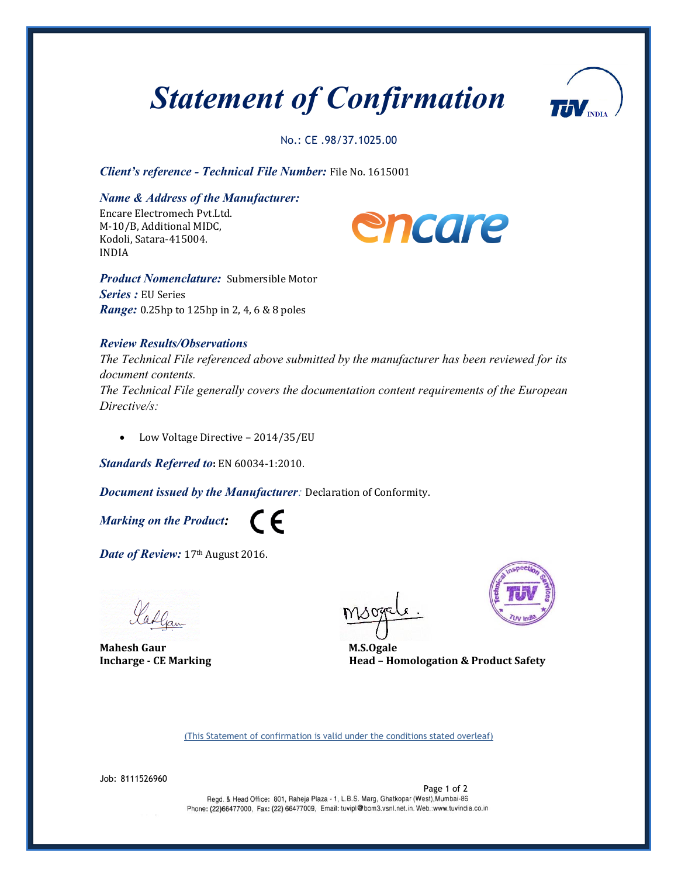# Statement of Confirmation

No.: CE .98/37.1025.00

***Client's reference - Technical File Number:*** File No. 1615001

***Name & Address of the Manufacturer:***
Encare Electromech Pvt.Ltd.
M-10/B, Additional MIDC,
Kodoli, Satara-415004.
INDIA

***Product Nomenclature:*** Submersible Motor
***Series :*** EU Series
***Range:*** 0.25hp to 125hp in 2, 4, 6 & 8 poles

***Review Results/Observations***

*The Technical File referenced above submitted by the manufacturer has been reviewed for its document contents.*
*The Technical File generally covers the documentation content requirements of the European Directive/s:*

- Low Voltage Directive – 2014/35/EU

***Standards Referred to*:** EN 60034-1:2010.

***Document issued by the Manufacturer*:** Declaration of Conformity.

***Marking on the Product:*** CE

***Date of Review:*** 17th August 2016.

**Mahesh Gaur**
**Incharge - CE Marking**

**M.S.Ogale**
**Head – Homologation & Product Safety**

(This Statement of confirmation is valid under the conditions stated overleaf)

Job: 8111526960

Regd. & Head Office: 801, Raheja Plaza - 1, L.B.S. Marg, Ghatkopar (West), Mumbai-86
Phone: (22)66477000, Fax: (22) 66477009, Email: tuvipl@bom3.vsnl.net.in. Web.:www.tuvindia.co.in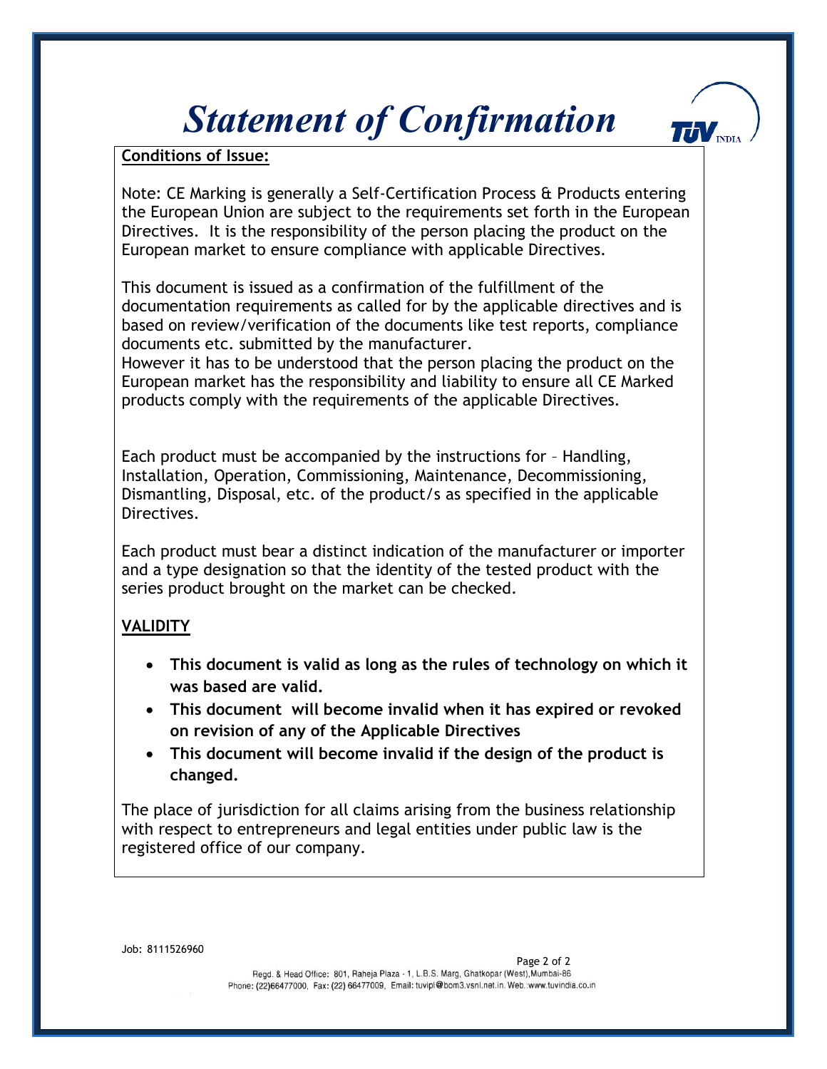# *Statement of Confirmation*

**Conditions of Issue:**

Note: CE Marking is generally a Self-Certification Process & Products entering the European Union are subject to the requirements set forth in the European Directives. It is the responsibility of the person placing the product on the European market to ensure compliance with applicable Directives.

This document is issued as a confirmation of the fulfillment of the documentation requirements as called for by the applicable directives and is based on review/verification of the documents like test reports, compliance documents etc. submitted by the manufacturer.
However it has to be understood that the person placing the product on the European market has the responsibility and liability to ensure all CE Marked products comply with the requirements of the applicable Directives.

Each product must be accompanied by the instructions for – Handling, Installation, Operation, Commissioning, Maintenance, Decommissioning, Dismantling, Disposal, etc. of the product/s as specified in the applicable Directives.

Each product must bear a distinct indication of the manufacturer or importer and a type designation so that the identity of the tested product with the series product brought on the market can be checked.

**VALIDITY**

- **This document is valid as long as the rules of technology on which it was based are valid.**
- **This document will become invalid when it has expired or revoked on revision of any of the Applicable Directives**
- **This document will become invalid if the design of the product is changed.**

The place of jurisdiction for all claims arising from the business relationship with respect to entrepreneurs and legal entities under public law is the registered office of our company.

Job: 8111526960

Regd. & Head Office: 801, Raheja Plaza - 1, L.B.S. Marg, Ghatkopar (West),Mumbai-86
Phone: (22)66477000, Fax: (22) 66477009, Email: tuvipl@bom3.vsnl.net.in. Web.:www.tuvindia.co.in